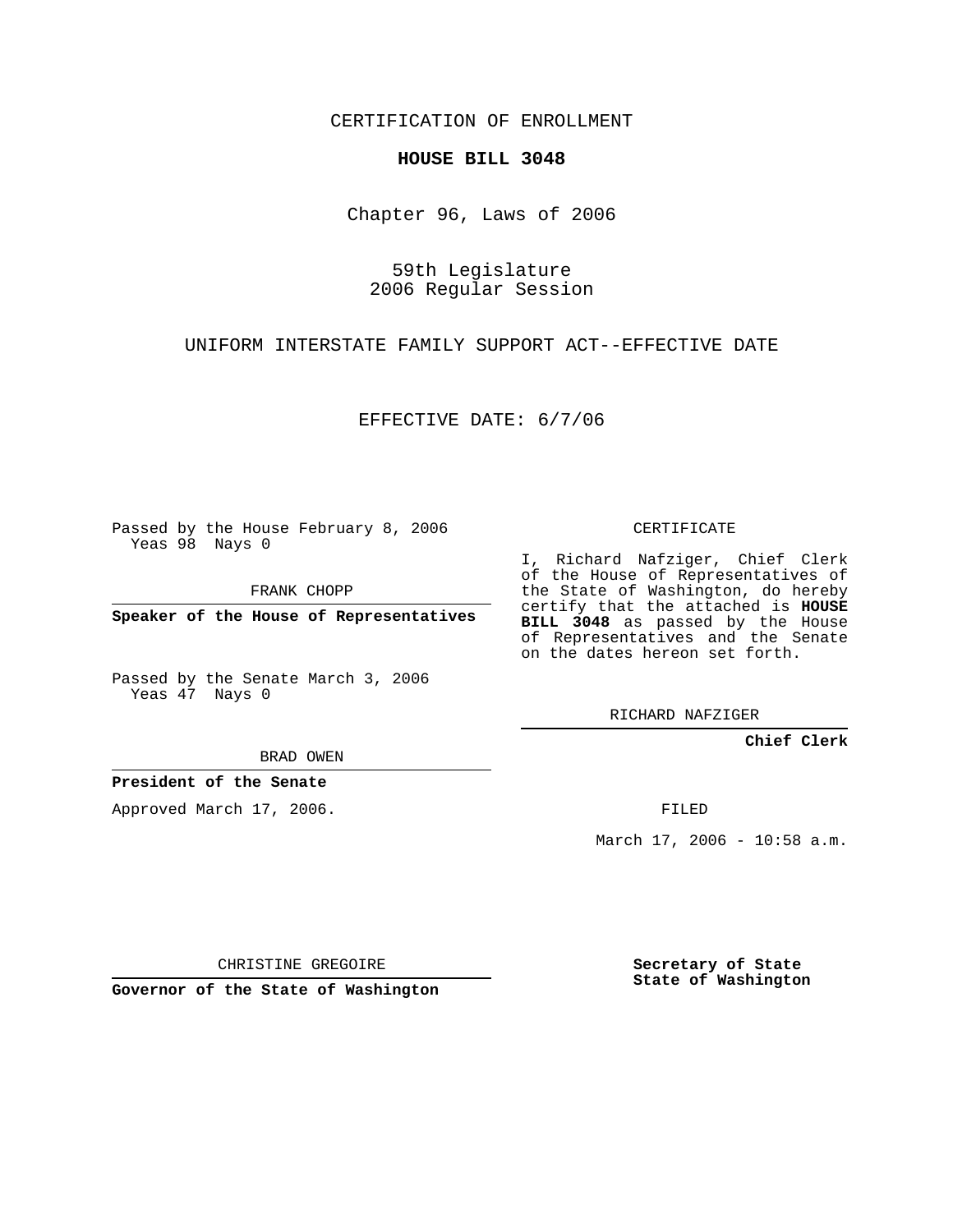CERTIFICATION OF ENROLLMENT

**HOUSE BILL 3048**

Chapter 96, Laws of 2006

59th Legislature
2006 Regular Session

UNIFORM INTERSTATE FAMILY SUPPORT ACT--EFFECTIVE DATE

EFFECTIVE DATE: 6/7/06

Passed by the House February 8, 2006
Yeas 98 Nays 0

FRANK CHOPP

**Speaker of the House of Representatives**

Passed by the Senate March 3, 2006
Yeas 47 Nays 0

BRAD OWEN

**President of the Senate**

Approved March 17, 2006.

CHRISTINE GREGOIRE

**Governor of the State of Washington**

CERTIFICATE

I, Richard Nafziger, Chief Clerk of the House of Representatives of the State of Washington, do hereby certify that the attached is **HOUSE BILL 3048** as passed by the House of Representatives and the Senate on the dates hereon set forth.

RICHARD NAFZIGER

**Chief Clerk**

FILED

March 17, 2006 - 10:58 a.m.

**Secretary of State**
**State of Washington**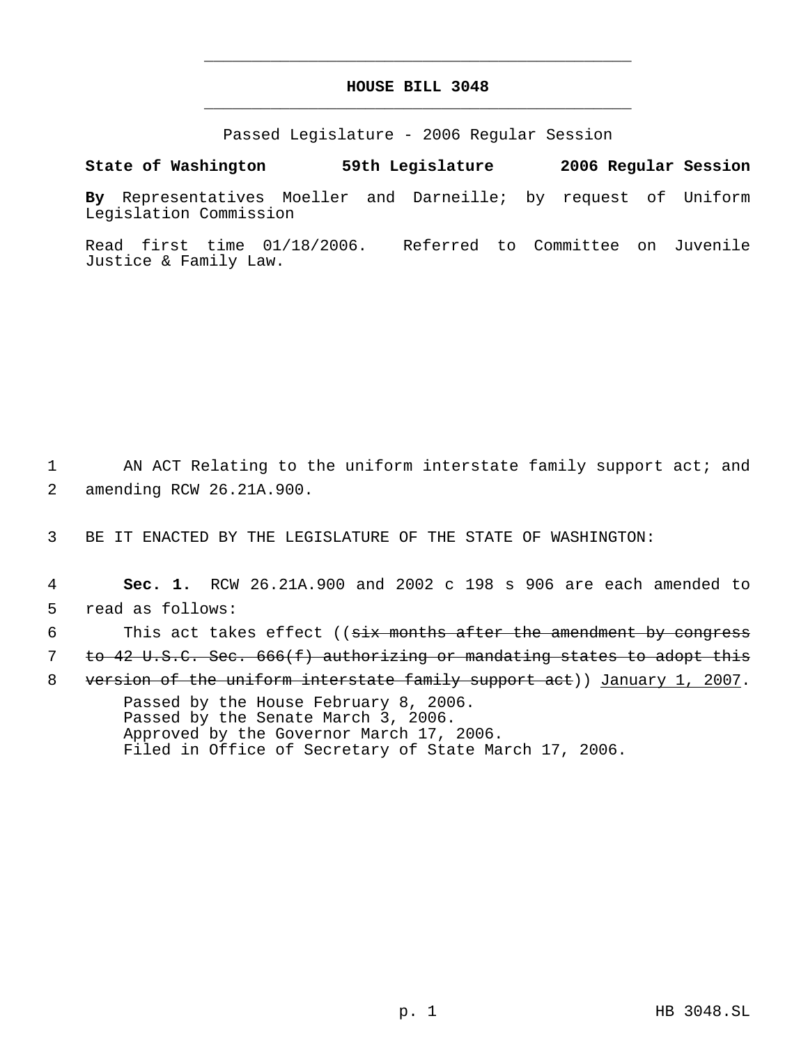# HOUSE BILL 3048

Passed Legislature - 2006 Regular Session

**State of Washington 59th Legislature 2006 Regular Session**

**By** Representatives Moeller and Darneille; by request of Uniform Legislation Commission

Read first time 01/18/2006. Referred to Committee on Juvenile Justice & Family Law.

AN ACT Relating to the uniform interstate family support act; and amending RCW 26.21A.900.

BE IT ENACTED BY THE LEGISLATURE OF THE STATE OF WASHINGTON:

**Sec. 1.** RCW 26.21A.900 and 2002 c 198 s 906 are each amended to read as follows:

This act takes effect ((~~six months after the amendment by congress to 42 U.S.C. Sec. 666(f) authorizing or mandating states to adopt this version of the uniform interstate family support act~~)) <u>January 1, 2007</u>.

Passed by the House February 8, 2006.
Passed by the Senate March 3, 2006.
Approved by the Governor March 17, 2006.
Filed in Office of Secretary of State March 17, 2006.